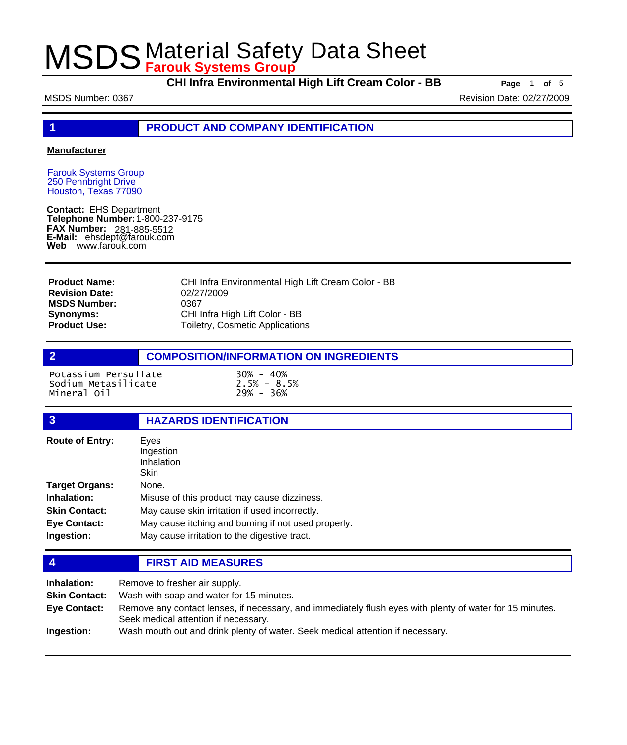# MSDS Material Safety Data Sheet

**Farouk Systems Group**

**CHI Infra Environmental High Lift Cream Color - BB**

MSDS Number: 0367

Revision Date: 02/27/2009

## 1 PRODUCT AND COMPANY IDENTIFICATION

**Manufacturer**

Farouk Systems Group
250 Pennbright Drive
Houston, Texas 77090

**Contact:** EHS Department
**Telephone Number:** 1-800-237-9175
**FAX Number:** 281-885-5512
**E-Mail:** ehsdept@farouk.com
**Web** www.farouk.com

| | |
|---|---|
| **Product Name:** | CHI Infra Environmental High Lift Cream Color - BB |
| **Revision Date:** | 02/27/2009 |
| **MSDS Number:** | 0367 |
| **Synonyms:** | CHI Infra High Lift Color - BB |
| **Product Use:** | Toiletry, Cosmetic Applications |

## 2 COMPOSITION/INFORMATION ON INGREDIENTS

| | |
|---|---|
| Potassium Persulfate | 30% - 40% |
| Sodium Metasilicate | 2.5% - 8.5% |
| Mineral Oil | 29% - 36% |

## 3 HAZARDS IDENTIFICATION

| | |
|---|---|
| **Route of Entry:** | Eyes<br>Ingestion<br>Inhalation<br>Skin |
| **Target Organs:** | None. |
| **Inhalation:** | Misuse of this product may cause dizziness. |
| **Skin Contact:** | May cause skin irritation if used incorrectly. |
| **Eye Contact:** | May cause itching and burning if not used properly. |
| **Ingestion:** | May cause irritation to the digestive tract. |

## 4 FIRST AID MEASURES

| | |
|---|---|
| **Inhalation:** | Remove to fresher air supply. |
| **Skin Contact:** | Wash with soap and water for 15 minutes. |
| **Eye Contact:** | Remove any contact lenses, if necessary, and immediately flush eyes with plenty of water for 15 minutes. Seek medical attention if necessary. |
| **Ingestion:** | Wash mouth out and drink plenty of water. Seek medical attention if necessary. |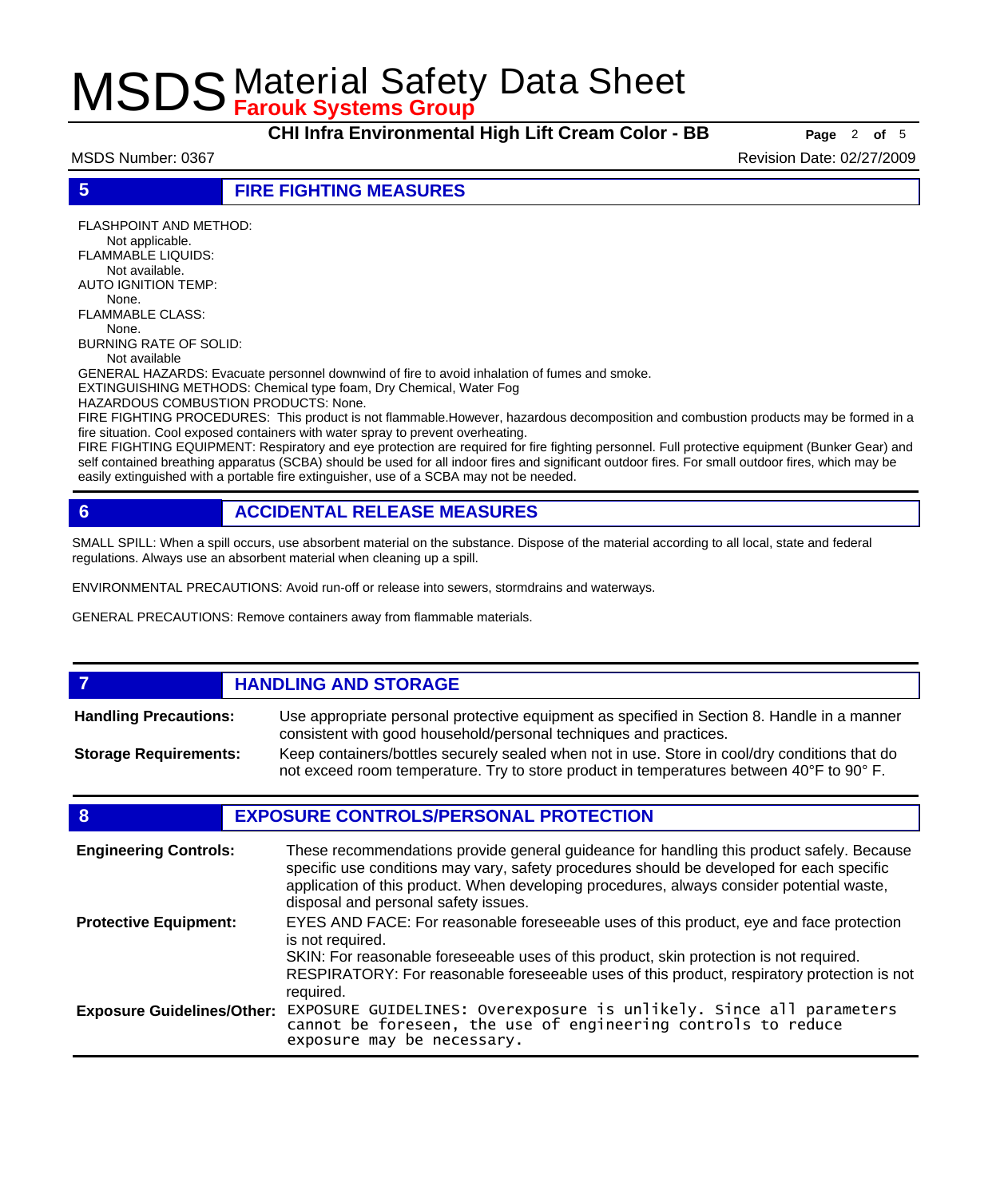## 5 FIRE FIGHTING MEASURES

FLASHPOINT AND METHOD:
Not applicable.
FLAMMABLE LIQUIDS:
Not available.
AUTO IGNITION TEMP:
None.
FLAMMABLE CLASS:
None.
BURNING RATE OF SOLID:
Not available
GENERAL HAZARDS: Evacuate personnel downwind of fire to avoid inhalation of fumes and smoke.
EXTINGUISHING METHODS: Chemical type foam, Dry Chemical, Water Fog
HAZARDOUS COMBUSTION PRODUCTS: None.
FIRE FIGHTING PROCEDURES: This product is not flammable.However, hazardous decomposition and combustion products may be formed in a fire situation. Cool exposed containers with water spray to prevent overheating.
FIRE FIGHTING EQUIPMENT: Respiratory and eye protection are required for fire fighting personnel. Full protective equipment (Bunker Gear) and self contained breathing apparatus (SCBA) should be used for all indoor fires and significant outdoor fires. For small outdoor fires, which may be easily extinguished with a portable fire extinguisher, use of a SCBA may not be needed.

## 6 ACCIDENTAL RELEASE MEASURES

SMALL SPILL: When a spill occurs, use absorbent material on the substance. Dispose of the material according to all local, state and federal regulations. Always use an absorbent material when cleaning up a spill.

ENVIRONMENTAL PRECAUTIONS: Avoid run-off or release into sewers, stormdrains and waterways.

GENERAL PRECAUTIONS: Remove containers away from flammable materials.

## 7 HANDLING AND STORAGE

**Handling Precautions:** Use appropriate personal protective equipment as specified in Section 8. Handle in a manner consistent with good household/personal techniques and practices.

**Storage Requirements:** Keep containers/bottles securely sealed when not in use. Store in cool/dry conditions that do not exceed room temperature. Try to store product in temperatures between 40°F to 90° F.

## 8 EXPOSURE CONTROLS/PERSONAL PROTECTION

**Engineering Controls:** These recommendations provide general guideance for handling this product safely. Because specific use conditions may vary, safety procedures should be developed for each specific application of this product. When developing procedures, always consider potential waste, disposal and personal safety issues.

**Protective Equipment:** EYES AND FACE: For reasonable foreseeable uses of this product, eye and face protection is not required.
SKIN: For reasonable foreseeable uses of this product, skin protection is not required.
RESPIRATORY: For reasonable foreseeable uses of this product, respiratory protection is not required.

**Exposure Guidelines/Other:** EXPOSURE GUIDELINES: Overexposure is unlikely. Since all parameters cannot be foreseen, the use of engineering controls to reduce exposure may be necessary.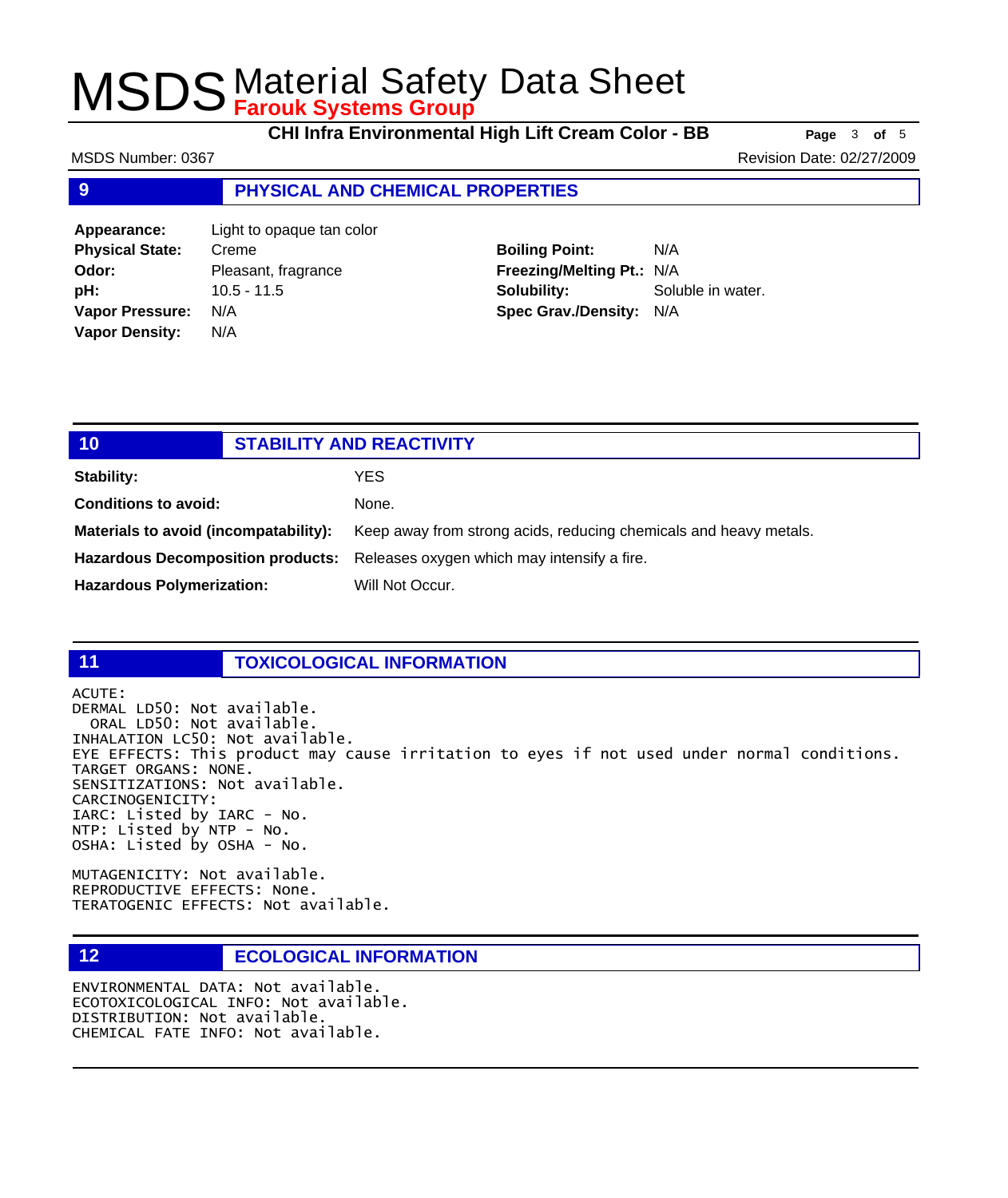# MSDS Material Safety Data Sheet
**Farouk Systems Group**

**CHI Infra Environmental High Lift Cream Color - BB**

MSDS Number: 0367 | Revision Date: 02/27/2009

## 9 PHYSICAL AND CHEMICAL PROPERTIES

| | | | |
|---|---|---|---|
| **Appearance:** | Light to opaque tan color | | |
| **Physical State:** | Creme | **Boiling Point:** | N/A |
| **Odor:** | Pleasant, fragrance | **Freezing/Melting Pt.:** | N/A |
| **pH:** | 10.5 - 11.5 | **Solubility:** | Soluble in water. |
| **Vapor Pressure:** | N/A | **Spec Grav./Density:** | N/A |
| **Vapor Density:** | N/A | | |

## 10 STABILITY AND REACTIVITY

| | |
|---|---|
| **Stability:** | YES |
| **Conditions to avoid:** | None. |
| **Materials to avoid (incompatability):** | Keep away from strong acids, reducing chemicals and heavy metals. |
| **Hazardous Decomposition products:** | Releases oxygen which may intensify a fire. |
| **Hazardous Polymerization:** | Will Not Occur. |

## 11 TOXICOLOGICAL INFORMATION

ACUTE:
DERMAL LD50: Not available.
ORAL LD50: Not available.
INHALATION LC50: Not available.
EYE EFFECTS: This product may cause irritation to eyes if not used under normal conditions.
TARGET ORGANS: NONE.
SENSITIZATIONS: Not available.
CARCINOGENICITY:
IARC: Listed by IARC - No.
NTP: Listed by NTP - No.
OSHA: Listed by OSHA - No.

MUTAGENICITY: Not available.
REPRODUCTIVE EFFECTS: None.
TERATOGENIC EFFECTS: Not available.

## 12 ECOLOGICAL INFORMATION

ENVIRONMENTAL DATA: Not available.
ECOTOXICOLOGICAL INFO: Not available.
DISTRIBUTION: Not available.
CHEMICAL FATE INFO: Not available.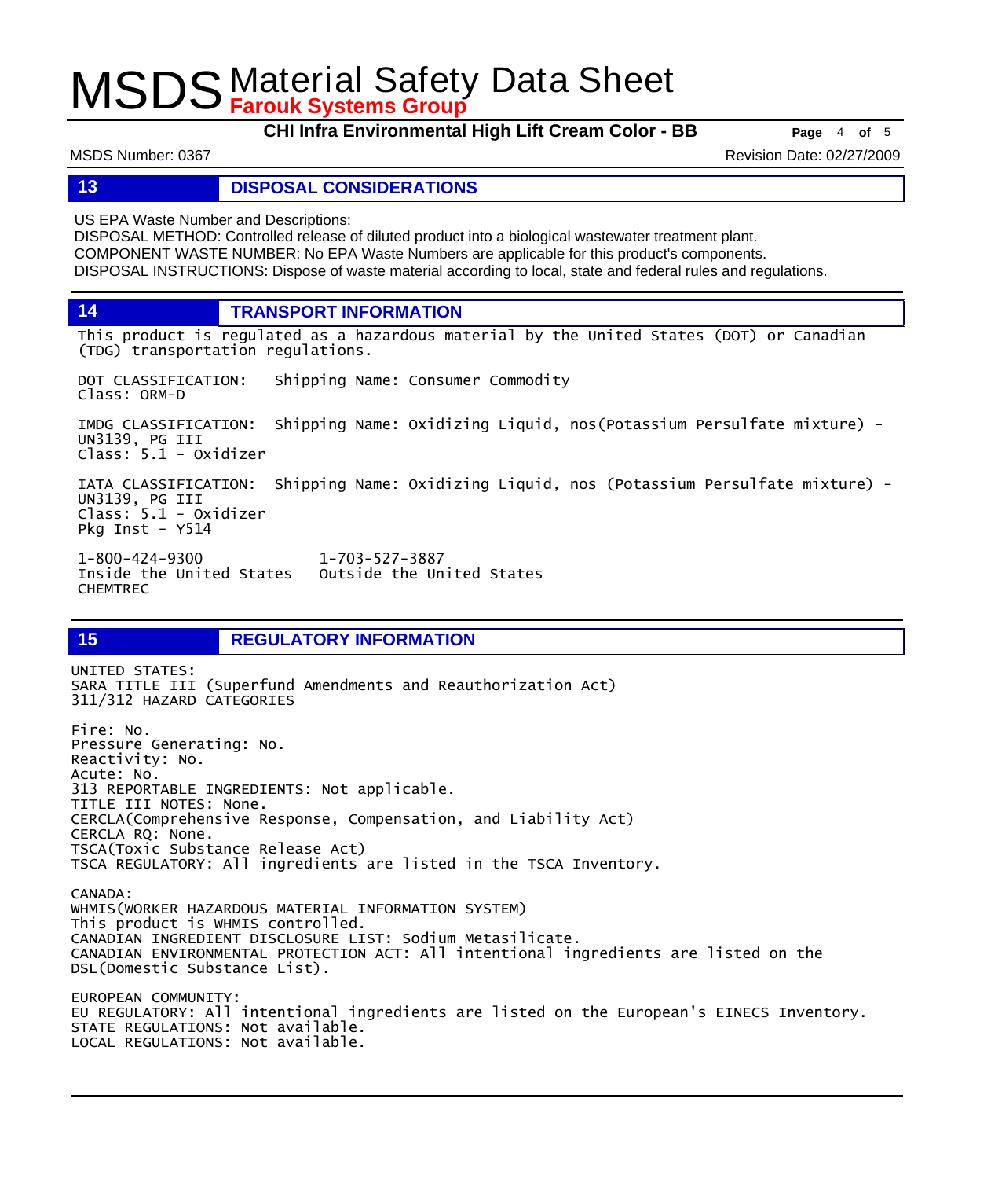## 13 DISPOSAL CONSIDERATIONS

US EPA Waste Number and Descriptions:
DISPOSAL METHOD: Controlled release of diluted product into a biological wastewater treatment plant.
COMPONENT WASTE NUMBER: No EPA Waste Numbers are applicable for this product's components.
DISPOSAL INSTRUCTIONS: Dispose of waste material according to local, state and federal rules and regulations.

## 14 TRANSPORT INFORMATION

This product is regulated as a hazardous material by the United States (DOT) or Canadian (TDG) transportation regulations.

DOT CLASSIFICATION: Shipping Name: Consumer Commodity
Class: ORM-D

IMDG CLASSIFICATION: Shipping Name: Oxidizing Liquid, nos(Potassium Persulfate mixture) - UN3139, PG III
Class: 5.1 - Oxidizer

IATA CLASSIFICATION: Shipping Name: Oxidizing Liquid, nos (Potassium Persulfate mixture) - UN3139, PG III
Class: 5.1 - Oxidizer
Pkg Inst - Y514

1-800-424-9300 Inside the United States
1-703-527-3887 Outside the United States
CHEMTREC

## 15 REGULATORY INFORMATION

UNITED STATES:
SARA TITLE III (Superfund Amendments and Reauthorization Act)
311/312 HAZARD CATEGORIES

Fire: No.
Pressure Generating: No.
Reactivity: No.
Acute: No.
313 REPORTABLE INGREDIENTS: Not applicable.
TITLE III NOTES: None.
CERCLA(Comprehensive Response, Compensation, and Liability Act)
CERCLA RQ: None.
TSCA(Toxic Substance Release Act)
TSCA REGULATORY: All ingredients are listed in the TSCA Inventory.

CANADA:
WHMIS(WORKER HAZARDOUS MATERIAL INFORMATION SYSTEM)
This product is WHMIS controlled.
CANADIAN INGREDIENT DISCLOSURE LIST: Sodium Metasilicate.
CANADIAN ENVIRONMENTAL PROTECTION ACT: All intentional ingredients are listed on the DSL(Domestic Substance List).

EUROPEAN COMMUNITY:
EU REGULATORY: All intentional ingredients are listed on the European's EINECS Inventory.
STATE REGULATIONS: Not available.
LOCAL REGULATIONS: Not available.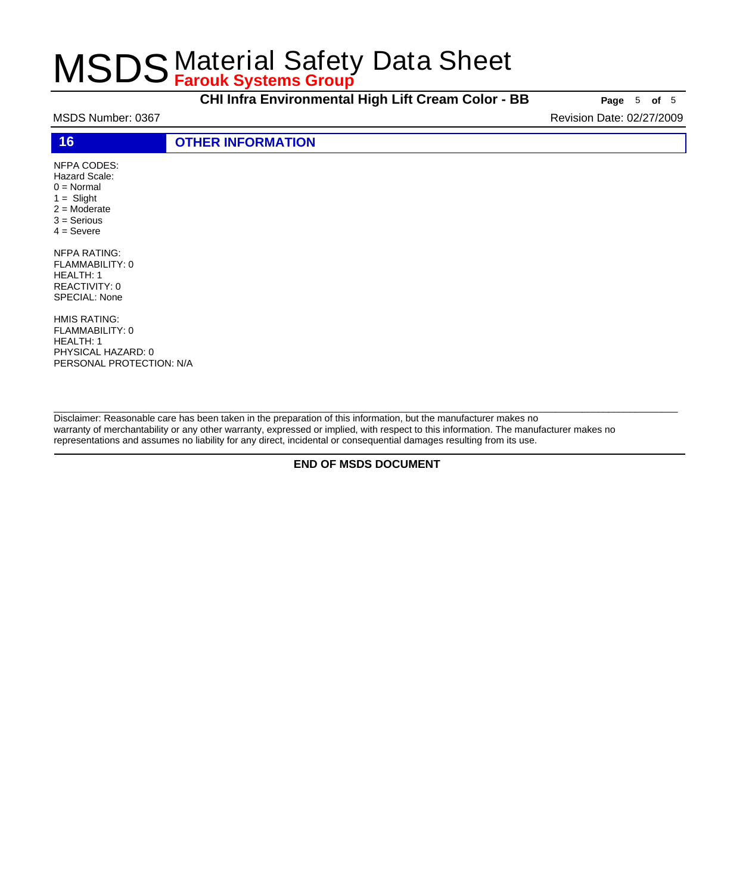## 16 OTHER INFORMATION

NFPA CODES:
Hazard Scale:
0 = Normal
1 = Slight
2 = Moderate
3 = Serious
4 = Severe

NFPA RATING:
FLAMMABILITY: 0
HEALTH: 1
REACTIVITY: 0
SPECIAL: None

HMIS RATING:
FLAMMABILITY: 0
HEALTH: 1
PHYSICAL HAZARD: 0
PERSONAL PROTECTION: N/A

---

Disclaimer: Reasonable care has been taken in the preparation of this information, but the manufacturer makes no warranty of merchantability or any other warranty, expressed or implied, with respect to this information. The manufacturer makes no representations and assumes no liability for any direct, incidental or consequential damages resulting from its use.

---

**END OF MSDS DOCUMENT**